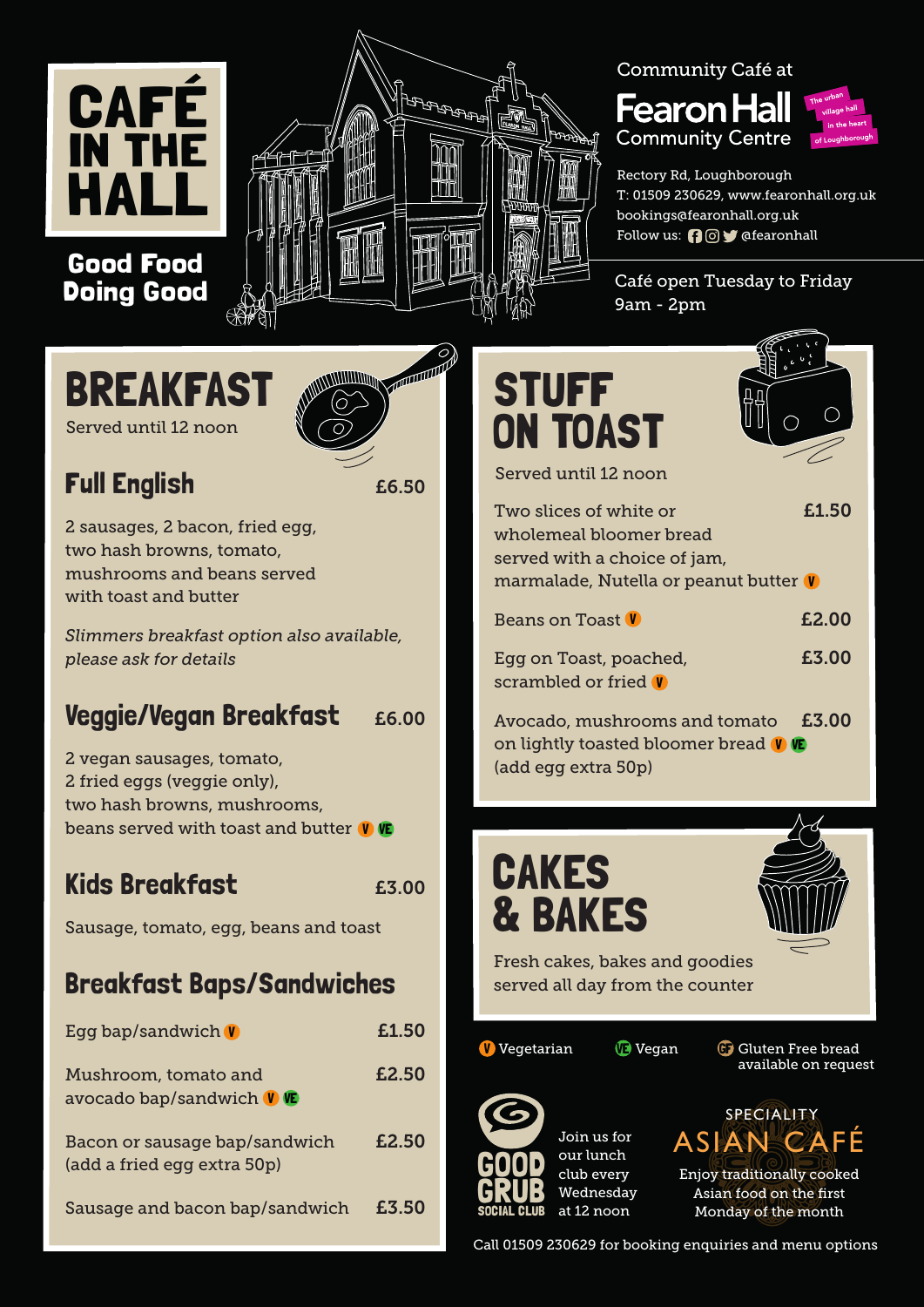# CAFÉ IN THE HALL

**Good Food Doing Good**

Community Café at

**Fearon Hall Community Centre**

The urban village hall in the heart of Loughborough

Rectory Rd, Loughborough
T: 01509 230629, www.fearonhall.org.uk
bookings@fearonhall.org.uk
Follow us: @fearonhall

Café open Tuesday to Friday
9am - 2pm

## BREAKFAST

Served until 12 noon

### Full English — £6.50

2 sausages, 2 bacon, fried egg, two hash browns, tomato, mushrooms and beans served with toast and butter

*Slimmers breakfast option also available, please ask for details*

### Veggie/Vegan Breakfast — £6.00

2 vegan sausages, tomato, 2 fried eggs (veggie only), two hash browns, mushrooms, beans served with toast and butter (V) (VE)

### Kids Breakfast — £3.00

Sausage, tomato, egg, beans and toast

### Breakfast Baps/Sandwiches

| Item | Price |
| --- | --- |
| Egg bap/sandwich (V) | £1.50 |
| Mushroom, tomato and avocado bap/sandwich (V) (VE) | £2.50 |
| Bacon or sausage bap/sandwich (add a fried egg extra 50p) | £2.50 |
| Sausage and bacon bap/sandwich | £3.50 |

## STUFF ON TOAST

Served until 12 noon

| Item | Price |
| --- | --- |
| Two slices of white or wholemeal bloomer bread served with a choice of jam, marmalade, Nutella or peanut butter (V) | £1.50 |
| Beans on Toast (V) | £2.00 |
| Egg on Toast, poached, scrambled or fried (V) | £3.00 |
| Avocado, mushrooms and tomato on lightly toasted bloomer bread (V) (VE) (add egg extra 50p) | £3.00 |

## CAKES & BAKES

Fresh cakes, bakes and goodies served all day from the counter

(V) Vegetarian (VE) Vegan (GF) Gluten Free bread available on request

**GOOD GRUB SOCIAL CLUB**

Join us for our lunch club every Wednesday at 12 noon

SPECIALITY **ASIAN CAFÉ**

Enjoy traditionally cooked Asian food on the first Monday of the month

Call 01509 230629 for booking enquiries and menu options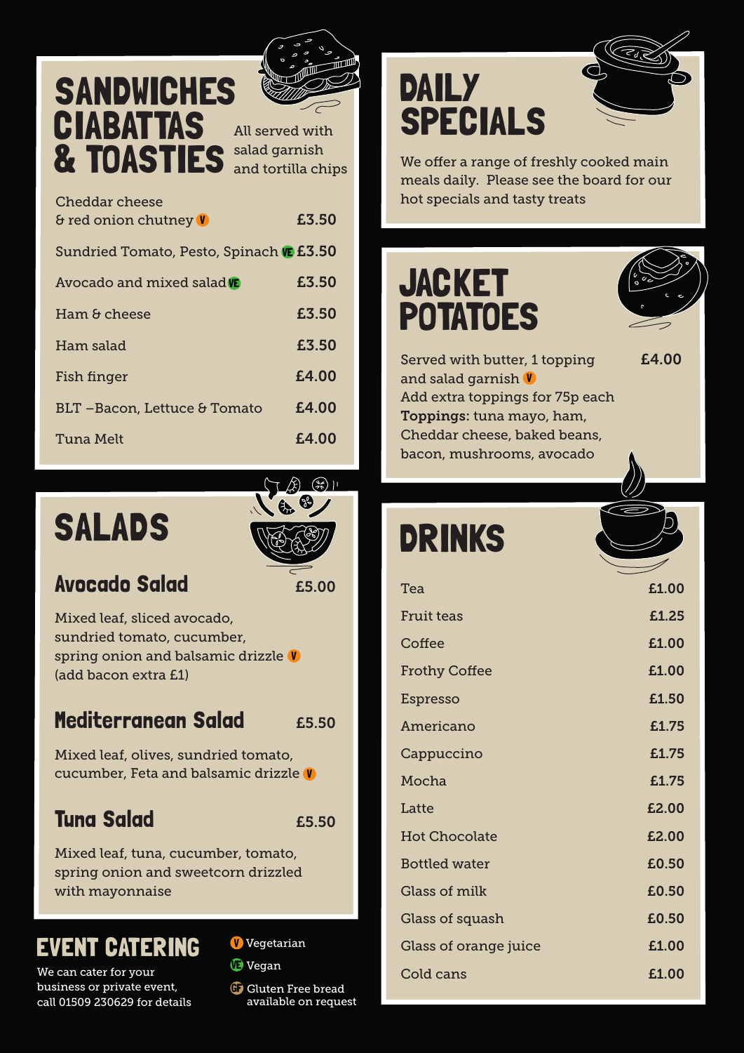## SANDWICHES CIABATTAS & TOASTIES

All served with salad garnish and tortilla chips

| | |
|---|---|
| Cheddar cheese & red onion chutney (V) | £3.50 |
| Sundried Tomato, Pesto, Spinach (VE) | £3.50 |
| Avocado and mixed salad (VE) | £3.50 |
| Ham & cheese | £3.50 |
| Ham salad | £3.50 |
| Fish finger | £4.00 |
| BLT –Bacon, Lettuce & Tomato | £4.00 |
| Tuna Melt | £4.00 |

## SALADS

### Avocado Salad £5.00

Mixed leaf, sliced avocado, sundried tomato, cucumber, spring onion and balsamic drizzle (V)
(add bacon extra £1)

### Mediterranean Salad £5.50

Mixed leaf, olives, sundried tomato, cucumber, Feta and balsamic drizzle (V)

### Tuna Salad £5.50

Mixed leaf, tuna, cucumber, tomato, spring onion and sweetcorn drizzled with mayonnaise

## EVENT CATERING

We can cater for your business or private event, call 01509 230629 for details

(V) Vegetarian
(VE) Vegan
(GF) Gluten Free bread available on request

## DAILY SPECIALS

We offer a range of freshly cooked main meals daily. Please see the board for our hot specials and tasty treats

## JACKET POTATOES

Served with butter, 1 topping and salad garnish (V) £4.00
Add extra toppings for 75p each
**Toppings:** tuna mayo, ham, Cheddar cheese, baked beans, bacon, mushrooms, avocado

## DRINKS

| | |
|---|---|
| Tea | £1.00 |
| Fruit teas | £1.25 |
| Coffee | £1.00 |
| Frothy Coffee | £1.00 |
| Espresso | £1.50 |
| Americano | £1.75 |
| Cappuccino | £1.75 |
| Mocha | £1.75 |
| Latte | £2.00 |
| Hot Chocolate | £2.00 |
| Bottled water | £0.50 |
| Glass of milk | £0.50 |
| Glass of squash | £0.50 |
| Glass of orange juice | £1.00 |
| Cold cans | £1.00 |